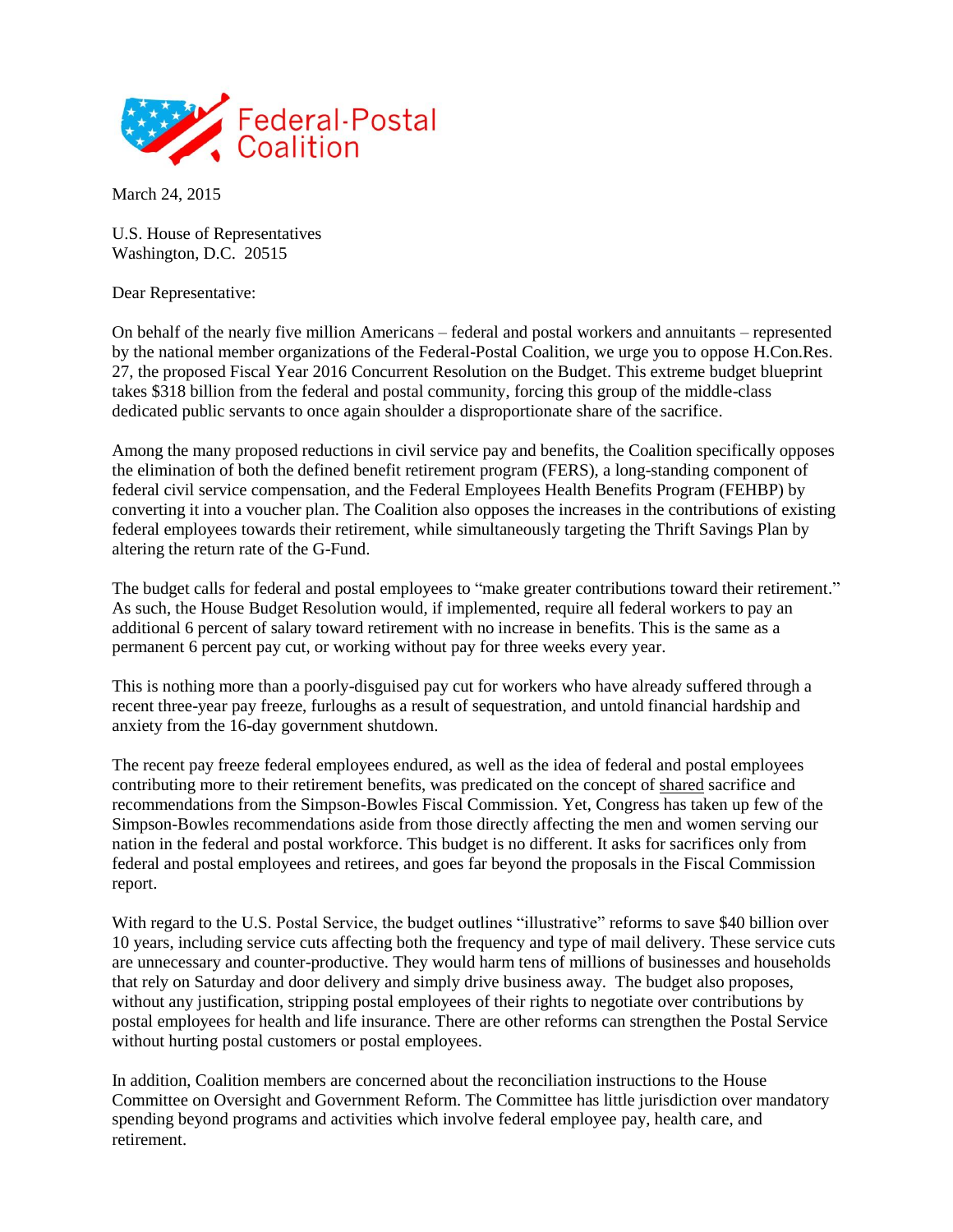Federal-Postal Coalition

March 24, 2015

U.S. House of Representatives
Washington, D.C. 20515

Dear Representative:

On behalf of the nearly five million Americans – federal and postal workers and annuitants – represented by the national member organizations of the Federal-Postal Coalition, we urge you to oppose H.Con.Res. 27, the proposed Fiscal Year 2016 Concurrent Resolution on the Budget. This extreme budget blueprint takes $318 billion from the federal and postal community, forcing this group of the middle-class dedicated public servants to once again shoulder a disproportionate share of the sacrifice.

Among the many proposed reductions in civil service pay and benefits, the Coalition specifically opposes the elimination of both the defined benefit retirement program (FERS), a long-standing component of federal civil service compensation, and the Federal Employees Health Benefits Program (FEHBP) by converting it into a voucher plan. The Coalition also opposes the increases in the contributions of existing federal employees towards their retirement, while simultaneously targeting the Thrift Savings Plan by altering the return rate of the G-Fund.

The budget calls for federal and postal employees to "make greater contributions toward their retirement." As such, the House Budget Resolution would, if implemented, require all federal workers to pay an additional 6 percent of salary toward retirement with no increase in benefits. This is the same as a permanent 6 percent pay cut, or working without pay for three weeks every year.

This is nothing more than a poorly-disguised pay cut for workers who have already suffered through a recent three-year pay freeze, furloughs as a result of sequestration, and untold financial hardship and anxiety from the 16-day government shutdown.

The recent pay freeze federal employees endured, as well as the idea of federal and postal employees contributing more to their retirement benefits, was predicated on the concept of <u>shared</u> sacrifice and recommendations from the Simpson-Bowles Fiscal Commission. Yet, Congress has taken up few of the Simpson-Bowles recommendations aside from those directly affecting the men and women serving our nation in the federal and postal workforce. This budget is no different. It asks for sacrifices only from federal and postal employees and retirees, and goes far beyond the proposals in the Fiscal Commission report.

With regard to the U.S. Postal Service, the budget outlines "illustrative" reforms to save $40 billion over 10 years, including service cuts affecting both the frequency and type of mail delivery. These service cuts are unnecessary and counter-productive. They would harm tens of millions of businesses and households that rely on Saturday and door delivery and simply drive business away. The budget also proposes, without any justification, stripping postal employees of their rights to negotiate over contributions by postal employees for health and life insurance. There are other reforms can strengthen the Postal Service without hurting postal customers or postal employees.

In addition, Coalition members are concerned about the reconciliation instructions to the House Committee on Oversight and Government Reform. The Committee has little jurisdiction over mandatory spending beyond programs and activities which involve federal employee pay, health care, and retirement.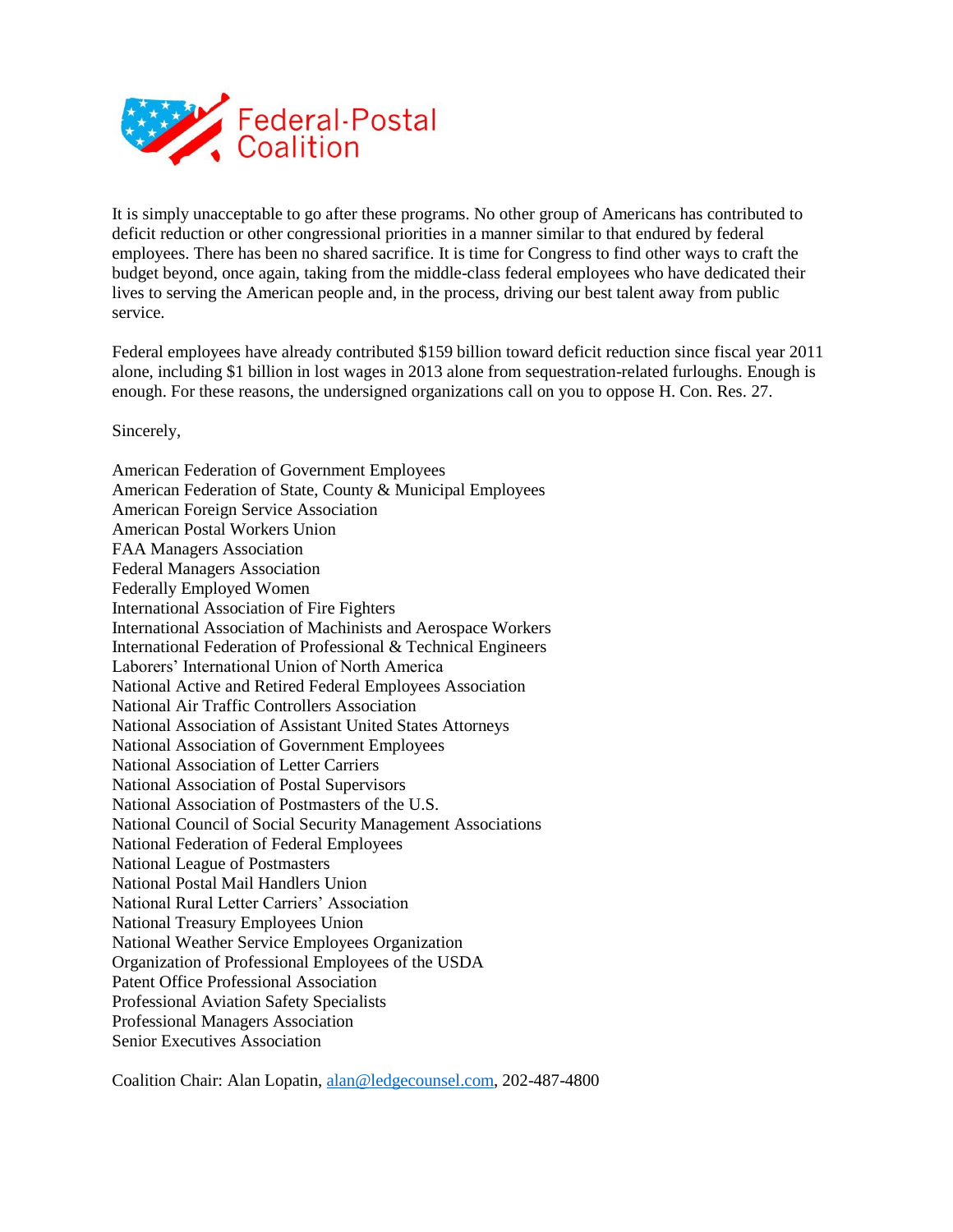Federal-Postal Coalition

It is simply unacceptable to go after these programs. No other group of Americans has contributed to deficit reduction or other congressional priorities in a manner similar to that endured by federal employees. There has been no shared sacrifice. It is time for Congress to find other ways to craft the budget beyond, once again, taking from the middle-class federal employees who have dedicated their lives to serving the American people and, in the process, driving our best talent away from public service.

Federal employees have already contributed $159 billion toward deficit reduction since fiscal year 2011 alone, including $1 billion in lost wages in 2013 alone from sequestration-related furloughs. Enough is enough. For these reasons, the undersigned organizations call on you to oppose H. Con. Res. 27.

Sincerely,

American Federation of Government Employees
American Federation of State, County & Municipal Employees
American Foreign Service Association
American Postal Workers Union
FAA Managers Association
Federal Managers Association
Federally Employed Women
International Association of Fire Fighters
International Association of Machinists and Aerospace Workers
International Federation of Professional & Technical Engineers
Laborers' International Union of North America
National Active and Retired Federal Employees Association
National Air Traffic Controllers Association
National Association of Assistant United States Attorneys
National Association of Government Employees
National Association of Letter Carriers
National Association of Postal Supervisors
National Association of Postmasters of the U.S.
National Council of Social Security Management Associations
National Federation of Federal Employees
National League of Postmasters
National Postal Mail Handlers Union
National Rural Letter Carriers' Association
National Treasury Employees Union
National Weather Service Employees Organization
Organization of Professional Employees of the USDA
Patent Office Professional Association
Professional Aviation Safety Specialists
Professional Managers Association
Senior Executives Association

Coalition Chair: Alan Lopatin, alan@ledgecounsel.com, 202-487-4800